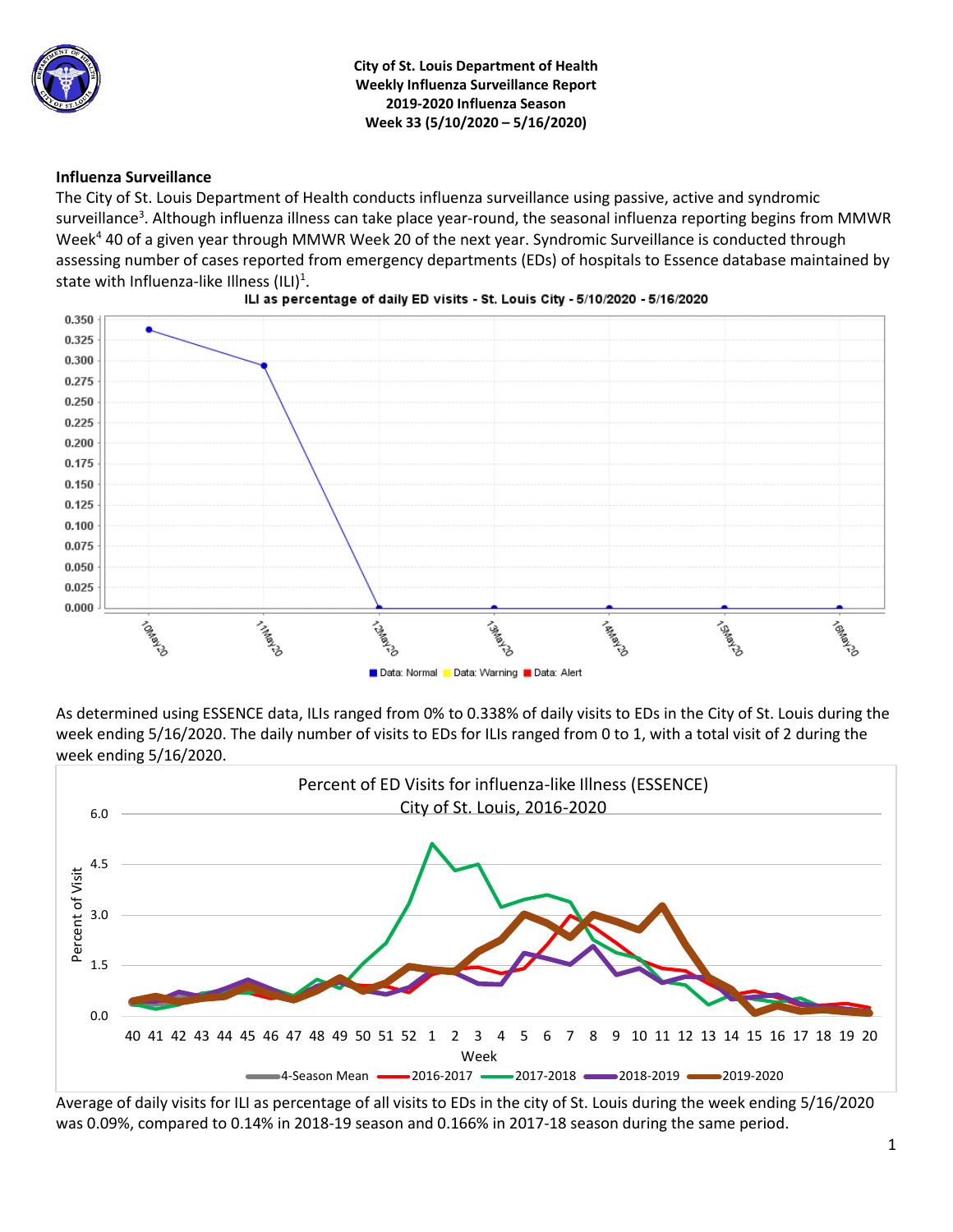**City of St. Louis Department of Health**
**Weekly Influenza Surveillance Report**
**2019-2020 Influenza Season**
**Week 33 (5/10/2020 – 5/16/2020)**

## Influenza Surveillance

The City of St. Louis Department of Health conducts influenza surveillance using passive, active and syndromic surveillance[3]. Although influenza illness can take place year-round, the seasonal influenza reporting begins from MMWR Week[4] 40 of a given year through MMWR Week 20 of the next year. Syndromic Surveillance is conducted through assessing number of cases reported from emergency departments (EDs) of hospitals to Essence database maintained by state with Influenza-like Illness (ILI)[1].

ILI as percentage of daily ED visits - St. Louis City - 5/10/2020 - 5/16/2020

0.350
0.325
0.300
0.275
0.250
0.225
0.200
0.175
0.150
0.125
0.100
0.075
0.050
0.025
0.000

10May20 11May20 12May20 13May20 14May20 15May20 16May20

Data: Normal Data: Warning Data: Alert

As determined using ESSENCE data, ILIs ranged from 0% to 0.338% of daily visits to EDs in the City of St. Louis during the week ending 5/16/2020. The daily number of visits to EDs for ILIs ranged from 0 to 1, with a total visit of 2 during the week ending 5/16/2020.

Percent of ED Visits for influenza-like Illness (ESSENCE)
City of St. Louis, 2016-2020

Percent of Visit

6.0
4.5
3.0
1.5
0.0

40 41 42 43 44 45 46 47 48 49 50 51 52 1 2 3 4 5 6 7 8 9 10 11 12 13 14 15 16 17 18 19 20

Week

4-Season Mean 2016-2017 2017-2018 2018-2019 2019-2020

Average of daily visits for ILI as percentage of all visits to EDs in the city of St. Louis during the week ending 5/16/2020 was 0.09%, compared to 0.14% in 2018-19 season and 0.166% in 2017-18 season during the same period.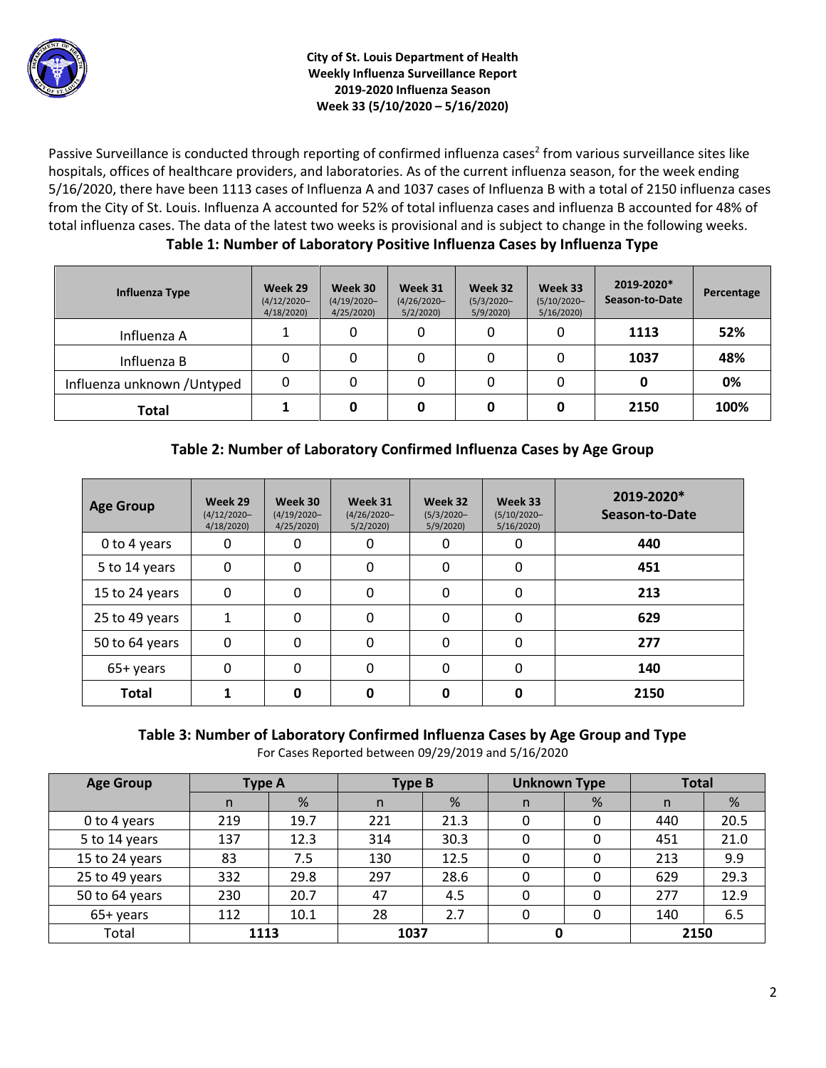**City of St. Louis Department of Health**
**Weekly Influenza Surveillance Report**
**2019-2020 Influenza Season**
**Week 33 (5/10/2020 – 5/16/2020)**

Passive Surveillance is conducted through reporting of confirmed influenza cases[2] from various surveillance sites like hospitals, offices of healthcare providers, and laboratories. As of the current influenza season, for the week ending 5/16/2020, there have been 1113 cases of Influenza A and 1037 cases of Influenza B with a total of 2150 influenza cases from the City of St. Louis. Influenza A accounted for 52% of total influenza cases and influenza B accounted for 48% of total influenza cases. The data of the latest two weeks is provisional and is subject to change in the following weeks.

### Table 1: Number of Laboratory Positive Influenza Cases by Influenza Type

| Influenza Type | Week 29 (4/12/2020–4/18/2020) | Week 30 (4/19/2020–4/25/2020) | Week 31 (4/26/2020–5/2/2020) | Week 32 (5/3/2020–5/9/2020) | Week 33 (5/10/2020–5/16/2020) | 2019-2020* Season-to-Date | Percentage |
|---|---|---|---|---|---|---|---|
| Influenza A | 1 | 0 | 0 | 0 | 0 | **1113** | **52%** |
| Influenza B | 0 | 0 | 0 | 0 | 0 | **1037** | **48%** |
| Influenza unknown /Untyped | 0 | 0 | 0 | 0 | 0 | **0** | **0%** |
| **Total** | **1** | **0** | **0** | **0** | **0** | **2150** | **100%** |

### Table 2: Number of Laboratory Confirmed Influenza Cases by Age Group

| Age Group | Week 29 (4/12/2020–4/18/2020) | Week 30 (4/19/2020–4/25/2020) | Week 31 (4/26/2020–5/2/2020) | Week 32 (5/3/2020–5/9/2020) | Week 33 (5/10/2020–5/16/2020) | 2019-2020* Season-to-Date |
|---|---|---|---|---|---|---|
| 0 to 4 years | 0 | 0 | 0 | 0 | 0 | **440** |
| 5 to 14 years | 0 | 0 | 0 | 0 | 0 | **451** |
| 15 to 24 years | 0 | 0 | 0 | 0 | 0 | **213** |
| 25 to 49 years | 1 | 0 | 0 | 0 | 0 | **629** |
| 50 to 64 years | 0 | 0 | 0 | 0 | 0 | **277** |
| 65+ years | 0 | 0 | 0 | 0 | 0 | **140** |
| **Total** | **1** | **0** | **0** | **0** | **0** | **2150** |

### Table 3: Number of Laboratory Confirmed Influenza Cases by Age Group and Type

For Cases Reported between 09/29/2019 and 5/16/2020

| Age Group | Type A | | Type B | | Unknown Type | | Total | |
|---|---|---|---|---|---|---|---|---|
| | n | % | n | % | n | % | n | % |
| 0 to 4 years | 219 | 19.7 | 221 | 21.3 | 0 | 0 | 440 | 20.5 |
| 5 to 14 years | 137 | 12.3 | 314 | 30.3 | 0 | 0 | 451 | 21.0 |
| 15 to 24 years | 83 | 7.5 | 130 | 12.5 | 0 | 0 | 213 | 9.9 |
| 25 to 49 years | 332 | 29.8 | 297 | 28.6 | 0 | 0 | 629 | 29.3 |
| 50 to 64 years | 230 | 20.7 | 47 | 4.5 | 0 | 0 | 277 | 12.9 |
| 65+ years | 112 | 10.1 | 28 | 2.7 | 0 | 0 | 140 | 6.5 |
| Total | **1113** | | **1037** | | **0** | | **2150** | |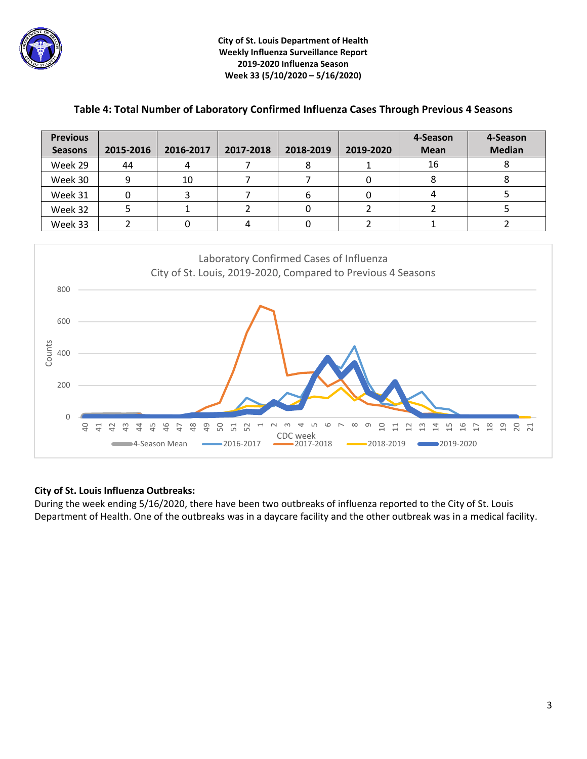**City of St. Louis Department of Health**
**Weekly Influenza Surveillance Report**
**2019-2020 Influenza Season**
**Week 33 (5/10/2020 – 5/16/2020)**

### Table 4: Total Number of Laboratory Confirmed Influenza Cases Through Previous 4 Seasons

| Previous Seasons | 2015-2016 | 2016-2017 | 2017-2018 | 2018-2019 | 2019-2020 | 4-Season Mean | 4-Season Median |
|---|---|---|---|---|---|---|---|
| Week 29 | 44 | 4 | 7 | 8 | 1 | 16 | 8 |
| Week 30 | 9 | 10 | 7 | 7 | 0 | 8 | 8 |
| Week 31 | 0 | 3 | 7 | 6 | 0 | 4 | 5 |
| Week 32 | 5 | 1 | 2 | 0 | 2 | 2 | 5 |
| Week 33 | 2 | 0 | 4 | 0 | 2 | 1 | 2 |

Laboratory Confirmed Cases of Influenza
City of St. Louis, 2019-2020, Compared to Previous 4 Seasons

Counts
0
200
400
600
800

CDC week
40 41 42 43 44 45 46 47 48 49 50 51 52 1 2 3 4 5 6 7 8 9 10 11 12 13 14 15 16 17 18 19 20 21

4-Season Mean
2016-2017
2017-2018
2018-2019
2019-2020

**City of St. Louis Influenza Outbreaks:**

During the week ending 5/16/2020, there have been two outbreaks of influenza reported to the City of St. Louis Department of Health. One of the outbreaks was in a daycare facility and the other outbreak was in a medical facility.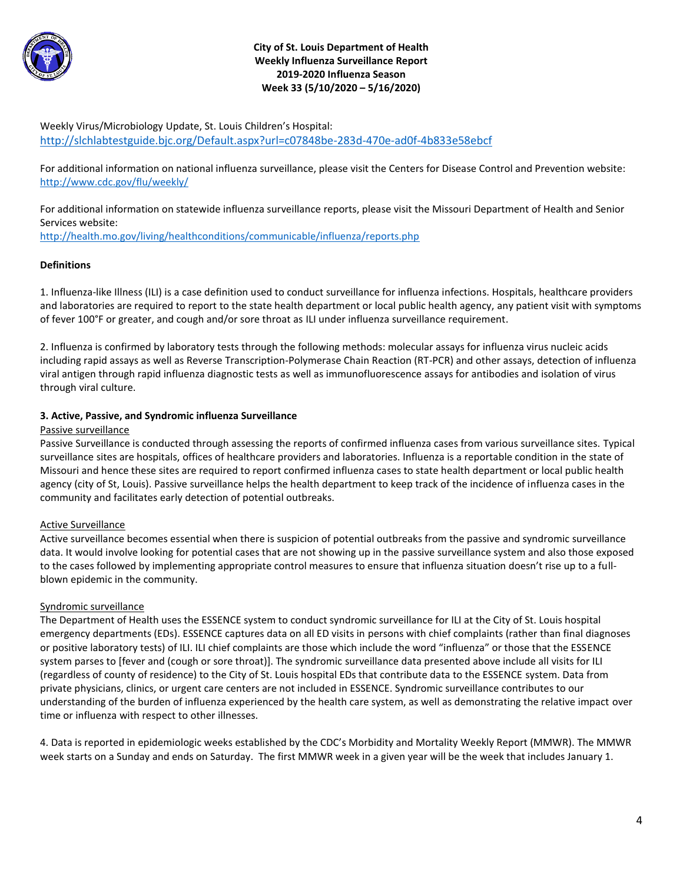**City of St. Louis Department of Health**
**Weekly Influenza Surveillance Report**
**2019-2020 Influenza Season**
**Week 33 (5/10/2020 – 5/16/2020)**

Weekly Virus/Microbiology Update, St. Louis Children's Hospital:
http://slchlabtestguide.bjc.org/Default.aspx?url=c07848be-283d-470e-ad0f-4b833e58ebcf

For additional information on national influenza surveillance, please visit the Centers for Disease Control and Prevention website: http://www.cdc.gov/flu/weekly/

For additional information on statewide influenza surveillance reports, please visit the Missouri Department of Health and Senior Services website:
http://health.mo.gov/living/healthconditions/communicable/influenza/reports.php

**Definitions**

1. Influenza-like Illness (ILI) is a case definition used to conduct surveillance for influenza infections. Hospitals, healthcare providers and laboratories are required to report to the state health department or local public health agency, any patient visit with symptoms of fever 100°F or greater, and cough and/or sore throat as ILI under influenza surveillance requirement.

2. Influenza is confirmed by laboratory tests through the following methods: molecular assays for influenza virus nucleic acids including rapid assays as well as Reverse Transcription-Polymerase Chain Reaction (RT-PCR) and other assays, detection of influenza viral antigen through rapid influenza diagnostic tests as well as immunofluorescence assays for antibodies and isolation of virus through viral culture.

**3. Active, Passive, and Syndromic influenza Surveillance**

<u>Passive surveillance</u>
Passive Surveillance is conducted through assessing the reports of confirmed influenza cases from various surveillance sites. Typical surveillance sites are hospitals, offices of healthcare providers and laboratories. Influenza is a reportable condition in the state of Missouri and hence these sites are required to report confirmed influenza cases to state health department or local public health agency (city of St, Louis). Passive surveillance helps the health department to keep track of the incidence of influenza cases in the community and facilitates early detection of potential outbreaks.

<u>Active Surveillance</u>
Active surveillance becomes essential when there is suspicion of potential outbreaks from the passive and syndromic surveillance data. It would involve looking for potential cases that are not showing up in the passive surveillance system and also those exposed to the cases followed by implementing appropriate control measures to ensure that influenza situation doesn't rise up to a full-blown epidemic in the community.

<u>Syndromic surveillance</u>
The Department of Health uses the ESSENCE system to conduct syndromic surveillance for ILI at the City of St. Louis hospital emergency departments (EDs). ESSENCE captures data on all ED visits in persons with chief complaints (rather than final diagnoses or positive laboratory tests) of ILI. ILI chief complaints are those which include the word "influenza" or those that the ESSENCE system parses to [fever and (cough or sore throat)]. The syndromic surveillance data presented above include all visits for ILI (regardless of county of residence) to the City of St. Louis hospital EDs that contribute data to the ESSENCE system. Data from private physicians, clinics, or urgent care centers are not included in ESSENCE. Syndromic surveillance contributes to our understanding of the burden of influenza experienced by the health care system, as well as demonstrating the relative impact over time or influenza with respect to other illnesses.

4. Data is reported in epidemiologic weeks established by the CDC's Morbidity and Mortality Weekly Report (MMWR). The MMWR week starts on a Sunday and ends on Saturday. The first MMWR week in a given year will be the week that includes January 1.